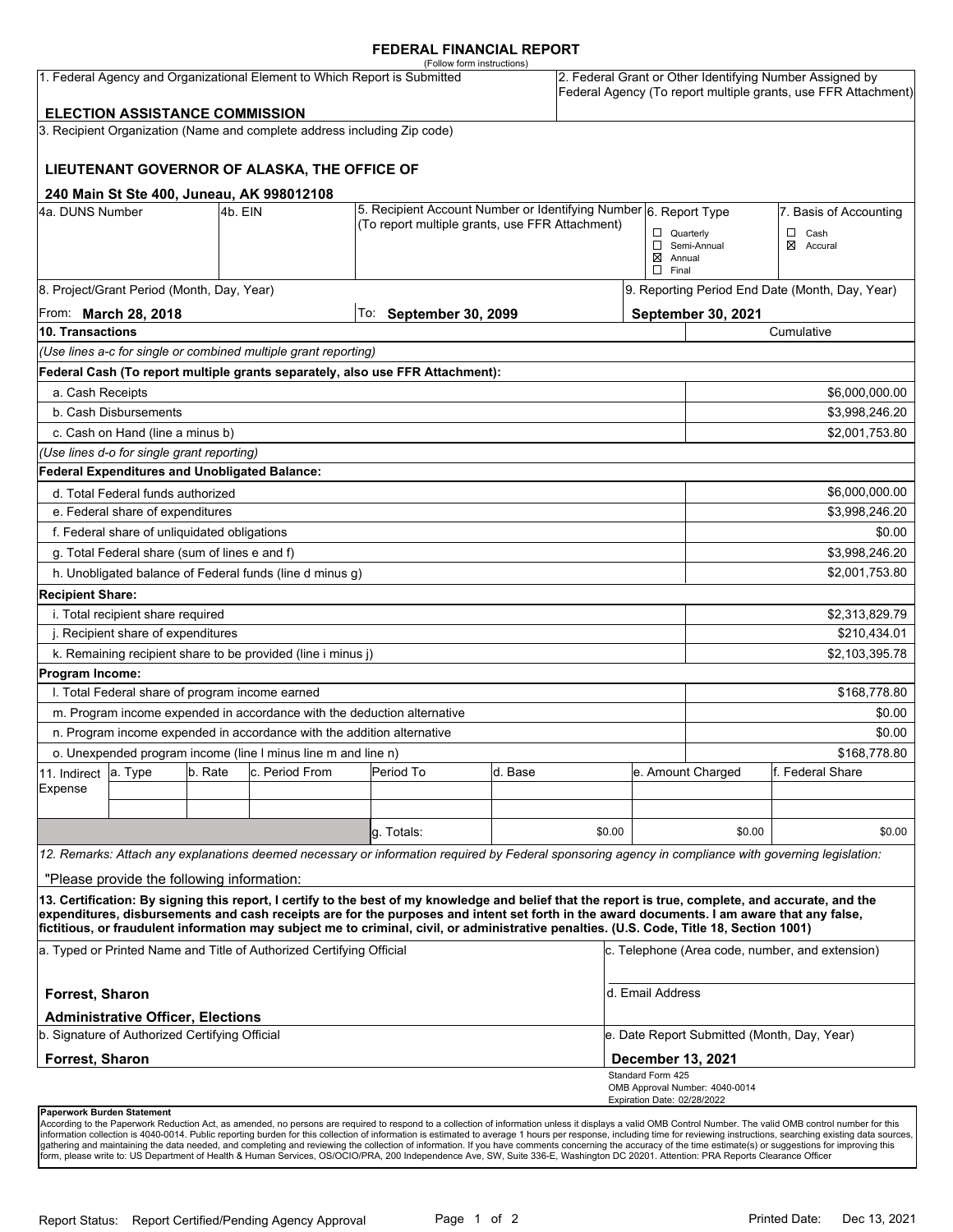# FEDERAL FINANCIAL REPORT

(Follow form instructions)

| 1. Federal Agency and Organizational Element to Which Report is Submitted | 2. Federal Grant or Other Identifying Number Assigned by Federal Agency (To report multiple grants, use FFR Attachment) |
|---|---|
| **ELECTION ASSISTANCE COMMISSION** | |

3. Recipient Organization (Name and complete address including Zip code)

**LIEUTENANT GOVERNOR OF ALASKA, THE OFFICE OF**

**240 Main St Ste 400, Juneau, AK 998012108**

| 4a. DUNS Number | 4b. EIN | 5. Recipient Account Number or Identifying Number (To report multiple grants, use FFR Attachment) | 6. Report Type | 7. Basis of Accounting |
|---|---|---|---|---|
| | | | ☐ Quarterly<br>☐ Semi-Annual<br>☒ Annual<br>☐ Final | ☐ Cash<br>☒ Accural |

| 8. Project/Grant Period (Month, Day, Year) | | 9. Reporting Period End Date (Month, Day, Year) |
|---|---|---|
| From: **March 28, 2018** | To: **September 30, 2099** | **September 30, 2021** |

| 10. Transactions | Cumulative |
|---|---|
| *(Use lines a-c for single or combined multiple grant reporting)* | |
| **Federal Cash (To report multiple grants separately, also use FFR Attachment):** | |
| a. Cash Receipts | $6,000,000.00 |
| b. Cash Disbursements | $3,998,246.20 |
| c. Cash on Hand (line a minus b) | $2,001,753.80 |
| *(Use lines d-o for single grant reporting)* | |
| **Federal Expenditures and Unobligated Balance:** | |
| d. Total Federal funds authorized | $6,000,000.00 |
| e. Federal share of expenditures | $3,998,246.20 |
| f. Federal share of unliquidated obligations | $0.00 |
| g. Total Federal share (sum of lines e and f) | $3,998,246.20 |
| h. Unobligated balance of Federal funds (line d minus g) | $2,001,753.80 |
| **Recipient Share:** | |
| i. Total recipient share required | $2,313,829.79 |
| j. Recipient share of expenditures | $210,434.01 |
| k. Remaining recipient share to be provided (line i minus j) | $2,103,395.78 |
| **Program Income:** | |
| l. Total Federal share of program income earned | $168,778.80 |
| m. Program income expended in accordance with the deduction alternative | $0.00 |
| n. Program income expended in accordance with the addition alternative | $0.00 |
| o. Unexpended program income (line l minus line m and line n) | $168,778.80 |

| 11. Indirect Expense | a. Type | b. Rate | c. Period From | Period To | d. Base | e. Amount Charged | f. Federal Share |
|---|---|---|---|---|---|---|---|
| | | | | | | | |
| | | | | | | | |
| | | | | g. Totals: | $0.00 | $0.00 | $0.00 |

12. Remarks: Attach any explanations deemed necessary or information required by Federal sponsoring agency in compliance with governing legislation:

"Please provide the following information:

**13. Certification: By signing this report, I certify to the best of my knowledge and belief that the report is true, complete, and accurate, and the expenditures, disbursements and cash receipts are for the purposes and intent set forth in the award documents. I am aware that any false, fictitious, or fraudulent information may subject me to criminal, civil, or administrative penalties. (U.S. Code, Title 18, Section 1001)**

| a. Typed or Printed Name and Title of Authorized Certifying Official | c. Telephone (Area code, number, and extension) |
|---|---|
| **Forrest, Sharon**<br>**Administrative Officer, Elections** | d. Email Address |
| b. Signature of Authorized Certifying Official | e. Date Report Submitted (Month, Day, Year) |
| **Forrest, Sharon** | **December 13, 2021** |

Standard Form 425
OMB Approval Number: 4040-0014
Expiration Date: 02/28/2022

**Paperwork Burden Statement**
According to the Paperwork Reduction Act, as amended, no persons are required to respond to a collection of information unless it displays a valid OMB Control Number. The valid OMB control number for this information collection is 4040-0014. Public reporting burden for this collection of information is estimated to average 1 hours per response, including time for reviewing instructions, searching existing data sources, gathering and maintaining the data needed, and completing and reviewing the collection of information. If you have comments concerning the accuracy of the time estimate(s) or suggestions for improving this form, please write to: US Department of Health & Human Services, OS/OCIO/PRA, 200 Independence Ave, SW, Suite 336-E, Washington DC 20201. Attention: PRA Reports Clearance Officer

Report Status: Report Certified/Pending Agency Approval

Printed Date: Dec 13, 2021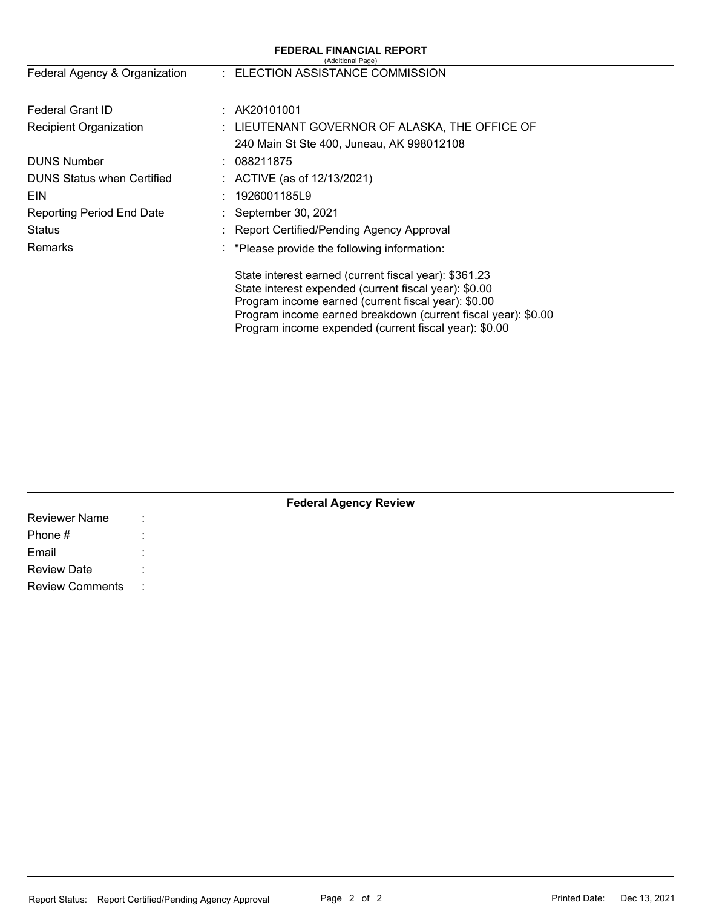**FEDERAL FINANCIAL REPORT**
(Additional Page)

| | | |
|---|---|---|
| Federal Agency & Organization | : | ELECTION ASSISTANCE COMMISSION |
| Federal Grant ID | : | AK20101001 |
| Recipient Organization | : | LIEUTENANT GOVERNOR OF ALASKA, THE OFFICE OF<br>240 Main St Ste 400, Juneau, AK 998012108 |
| DUNS Number | : | 088211875 |
| DUNS Status when Certified | : | ACTIVE (as of 12/13/2021) |
| EIN | : | 1926001185L9 |
| Reporting Period End Date | : | September 30, 2021 |
| Status | : | Report Certified/Pending Agency Approval |
| Remarks | : | "Please provide the following information:<br><br>State interest earned (current fiscal year): $361.23<br>State interest expended (current fiscal year): $0.00<br>Program income earned (current fiscal year): $0.00<br>Program income earned breakdown (current fiscal year): $0.00<br>Program income expended (current fiscal year): $0.00 |

**Federal Agency Review**

| | | |
|---|---|---|
| Reviewer Name | : | |
| Phone # | : | |
| Email | : | |
| Review Date | : | |
| Review Comments | : | |

Report Status: Report Certified/Pending Agency Approval

Printed Date: Dec 13, 2021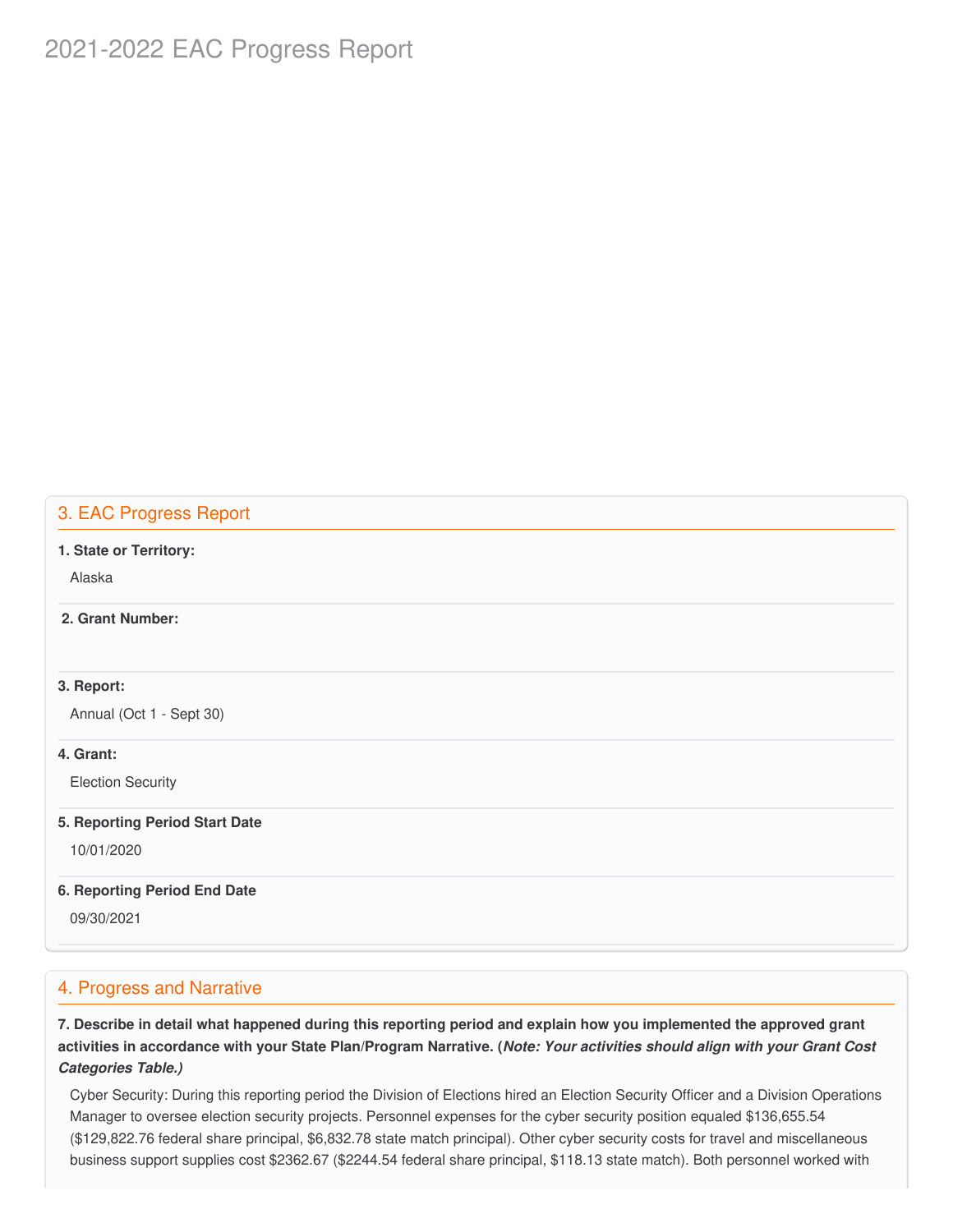## 3. EAC Progress Report

**1. State or Territory:**

Alaska

**2. Grant Number:**

**3. Report:**

Annual (Oct 1 - Sept 30)

**4. Grant:**

Election Security

**5. Reporting Period Start Date**

10/01/2020

**6. Reporting Period End Date**

09/30/2021

## 4. Progress and Narrative

**7. Describe in detail what happened during this reporting period and explain how you implemented the approved grant activities in accordance with your State Plan/Program Narrative. (*Note: Your activities should align with your Grant Cost Categories Table.)***

Cyber Security: During this reporting period the Division of Elections hired an Election Security Officer and a Division Operations Manager to oversee election security projects. Personnel expenses for the cyber security position equaled $136,655.54 ($129,822.76 federal share principal, $6,832.78 state match principal). Other cyber security costs for travel and miscellaneous business support supplies cost $2362.67 ($2244.54 federal share principal, $118.13 state match). Both personnel worked with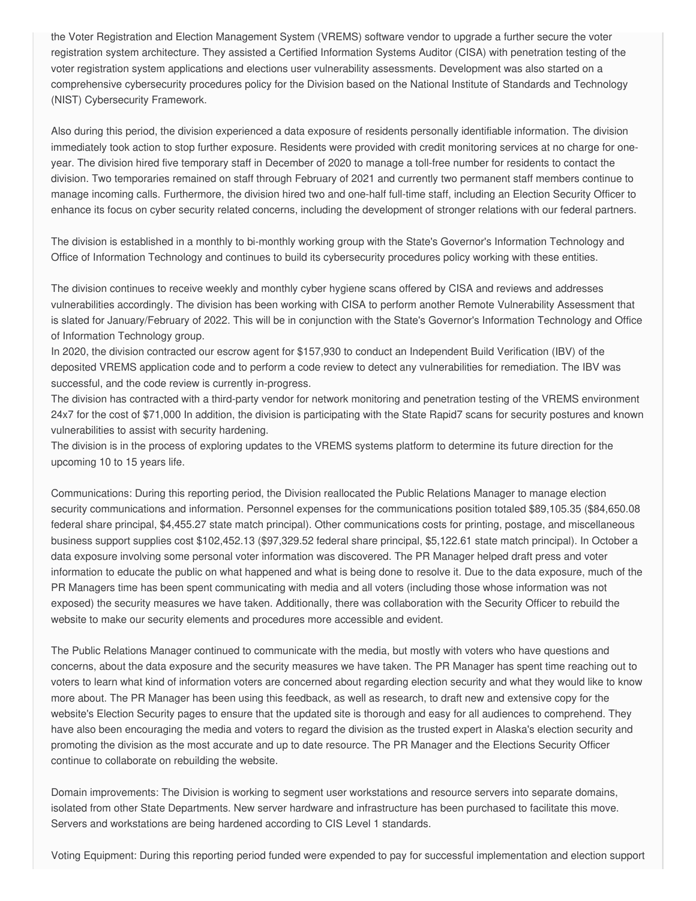the Voter Registration and Election Management System (VREMS) software vendor to upgrade a further secure the voter registration system architecture. They assisted a Certified Information Systems Auditor (CISA) with penetration testing of the voter registration system applications and elections user vulnerability assessments. Development was also started on a comprehensive cybersecurity procedures policy for the Division based on the National Institute of Standards and Technology (NIST) Cybersecurity Framework.

Also during this period, the division experienced a data exposure of residents personally identifiable information. The division immediately took action to stop further exposure. Residents were provided with credit monitoring services at no charge for one-year. The division hired five temporary staff in December of 2020 to manage a toll-free number for residents to contact the division. Two temporaries remained on staff through February of 2021 and currently two permanent staff members continue to manage incoming calls. Furthermore, the division hired two and one-half full-time staff, including an Election Security Officer to enhance its focus on cyber security related concerns, including the development of stronger relations with our federal partners.

The division is established in a monthly to bi-monthly working group with the State's Governor's Information Technology and Office of Information Technology and continues to build its cybersecurity procedures policy working with these entities.

The division continues to receive weekly and monthly cyber hygiene scans offered by CISA and reviews and addresses vulnerabilities accordingly. The division has been working with CISA to perform another Remote Vulnerability Assessment that is slated for January/February of 2022. This will be in conjunction with the State's Governor's Information Technology and Office of Information Technology group.

In 2020, the division contracted our escrow agent for $157,930 to conduct an Independent Build Verification (IBV) of the deposited VREMS application code and to perform a code review to detect any vulnerabilities for remediation. The IBV was successful, and the code review is currently in-progress.

The division has contracted with a third-party vendor for network monitoring and penetration testing of the VREMS environment 24x7 for the cost of $71,000 In addition, the division is participating with the State Rapid7 scans for security postures and known vulnerabilities to assist with security hardening.

The division is in the process of exploring updates to the VREMS systems platform to determine its future direction for the upcoming 10 to 15 years life.

Communications: During this reporting period, the Division reallocated the Public Relations Manager to manage election security communications and information. Personnel expenses for the communications position totaled $89,105.35 ($84,650.08 federal share principal, $4,455.27 state match principal). Other communications costs for printing, postage, and miscellaneous business support supplies cost $102,452.13 ($97,329.52 federal share principal, $5,122.61 state match principal). In October a data exposure involving some personal voter information was discovered. The PR Manager helped draft press and voter information to educate the public on what happened and what is being done to resolve it. Due to the data exposure, much of the PR Managers time has been spent communicating with media and all voters (including those whose information was not exposed) the security measures we have taken. Additionally, there was collaboration with the Security Officer to rebuild the website to make our security elements and procedures more accessible and evident.

The Public Relations Manager continued to communicate with the media, but mostly with voters who have questions and concerns, about the data exposure and the security measures we have taken. The PR Manager has spent time reaching out to voters to learn what kind of information voters are concerned about regarding election security and what they would like to know more about. The PR Manager has been using this feedback, as well as research, to draft new and extensive copy for the website's Election Security pages to ensure that the updated site is thorough and easy for all audiences to comprehend. They have also been encouraging the media and voters to regard the division as the trusted expert in Alaska's election security and promoting the division as the most accurate and up to date resource. The PR Manager and the Elections Security Officer continue to collaborate on rebuilding the website.

Domain improvements: The Division is working to segment user workstations and resource servers into separate domains, isolated from other State Departments. New server hardware and infrastructure has been purchased to facilitate this move. Servers and workstations are being hardened according to CIS Level 1 standards.

Voting Equipment: During this reporting period funded were expended to pay for successful implementation and election support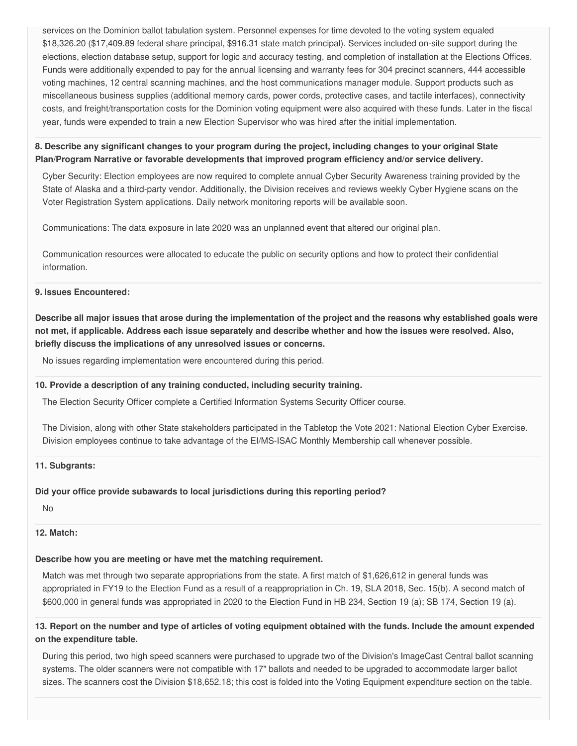services on the Dominion ballot tabulation system. Personnel expenses for time devoted to the voting system equaled $18,326.20 ($17,409.89 federal share principal, $916.31 state match principal). Services included on-site support during the elections, election database setup, support for logic and accuracy testing, and completion of installation at the Elections Offices. Funds were additionally expended to pay for the annual licensing and warranty fees for 304 precinct scanners, 444 accessible voting machines, 12 central scanning machines, and the host communications manager module. Support products such as miscellaneous business supplies (additional memory cards, power cords, protective cases, and tactile interfaces), connectivity costs, and freight/transportation costs for the Dominion voting equipment were also acquired with these funds. Later in the fiscal year, funds were expended to train a new Election Supervisor who was hired after the initial implementation.

**8. Describe any significant changes to your program during the project, including changes to your original State Plan/Program Narrative or favorable developments that improved program efficiency and/or service delivery.**

Cyber Security: Election employees are now required to complete annual Cyber Security Awareness training provided by the State of Alaska and a third-party vendor. Additionally, the Division receives and reviews weekly Cyber Hygiene scans on the Voter Registration System applications. Daily network monitoring reports will be available soon.

Communications: The data exposure in late 2020 was an unplanned event that altered our original plan.

Communication resources were allocated to educate the public on security options and how to protect their confidential information.

**9. Issues Encountered:**

**Describe all major issues that arose during the implementation of the project and the reasons why established goals were not met, if applicable. Address each issue separately and describe whether and how the issues were resolved. Also, briefly discuss the implications of any unresolved issues or concerns.**

No issues regarding implementation were encountered during this period.

**10. Provide a description of any training conducted, including security training.**

The Election Security Officer complete a Certified Information Systems Security Officer course.

The Division, along with other State stakeholders participated in the Tabletop the Vote 2021: National Election Cyber Exercise. Division employees continue to take advantage of the EI/MS-ISAC Monthly Membership call whenever possible.

**11. Subgrants:**

**Did your office provide subawards to local jurisdictions during this reporting period?**

No

**12. Match:**

**Describe how you are meeting or have met the matching requirement.**

Match was met through two separate appropriations from the state. A first match of $1,626,612 in general funds was appropriated in FY19 to the Election Fund as a result of a reappropriation in Ch. 19, SLA 2018, Sec. 15(b). A second match of $600,000 in general funds was appropriated in 2020 to the Election Fund in HB 234, Section 19 (a); SB 174, Section 19 (a).

**13. Report on the number and type of articles of voting equipment obtained with the funds. Include the amount expended on the expenditure table.**

During this period, two high speed scanners were purchased to upgrade two of the Division's ImageCast Central ballot scanning systems. The older scanners were not compatible with 17" ballots and needed to be upgraded to accommodate larger ballot sizes. The scanners cost the Division $18,652.18; this cost is folded into the Voting Equipment expenditure section on the table.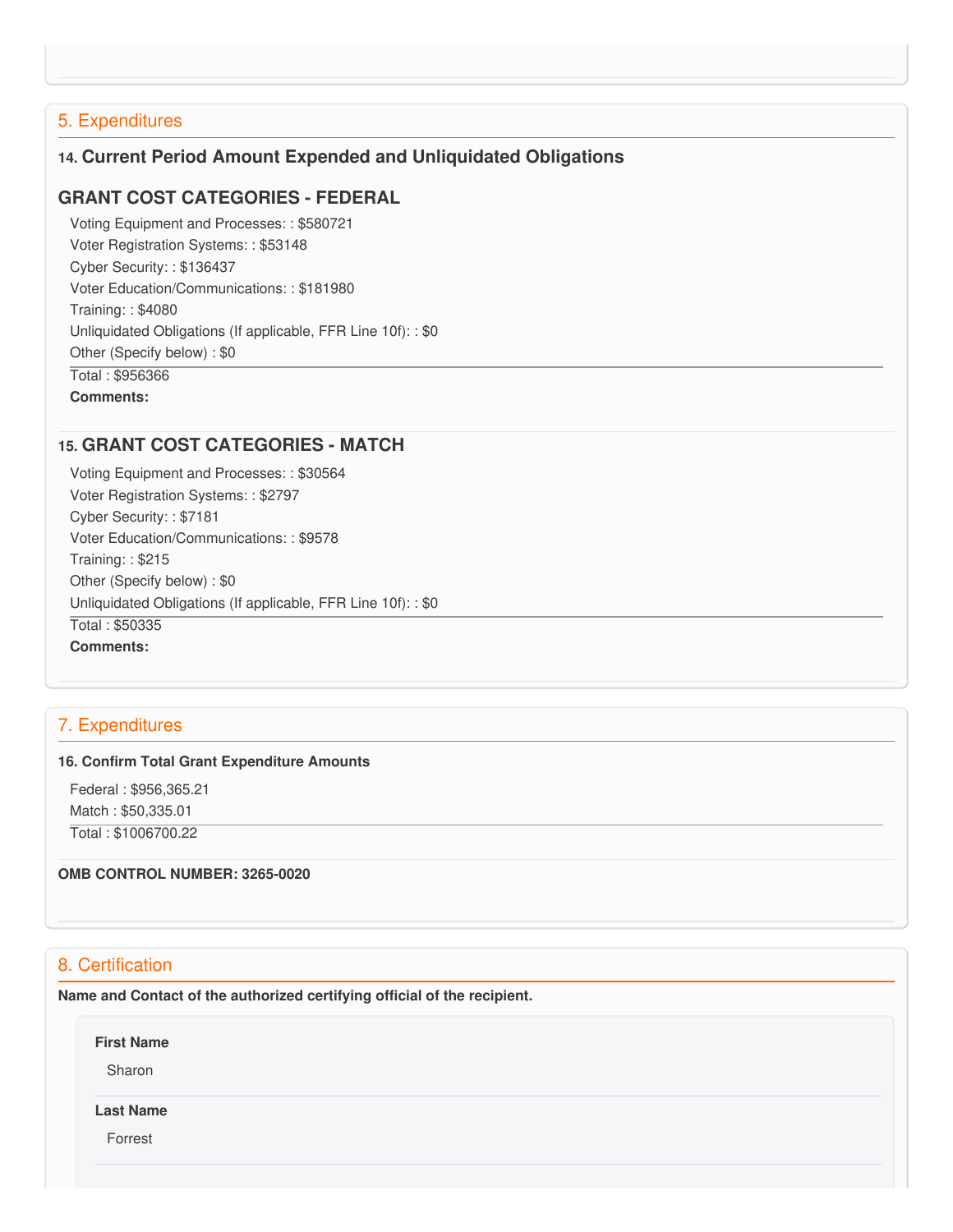## 5. Expenditures

### 14. Current Period Amount Expended and Unliquidated Obligations

### GRANT COST CATEGORIES - FEDERAL

Voting Equipment and Processes: : $580721
Voter Registration Systems: : $53148
Cyber Security: : $136437
Voter Education/Communications: : $181980
Training: : $4080
Unliquidated Obligations (If applicable, FFR Line 10f): : $0
Other (Specify below) : $0

Total : $956366

**Comments:**

### 15. GRANT COST CATEGORIES - MATCH

Voting Equipment and Processes: : $30564
Voter Registration Systems: : $2797
Cyber Security: : $7181
Voter Education/Communications: : $9578
Training: : $215
Other (Specify below) : $0
Unliquidated Obligations (If applicable, FFR Line 10f): : $0

Total : $50335

**Comments:**

## 7. Expenditures

**16. Confirm Total Grant Expenditure Amounts**

Federal : $956,365.21
Match : $50,335.01

Total : $1006700.22

**OMB CONTROL NUMBER: 3265-0020**

## 8. Certification

**Name and Contact of the authorized certifying official of the recipient.**

**First Name**

Sharon

**Last Name**

Forrest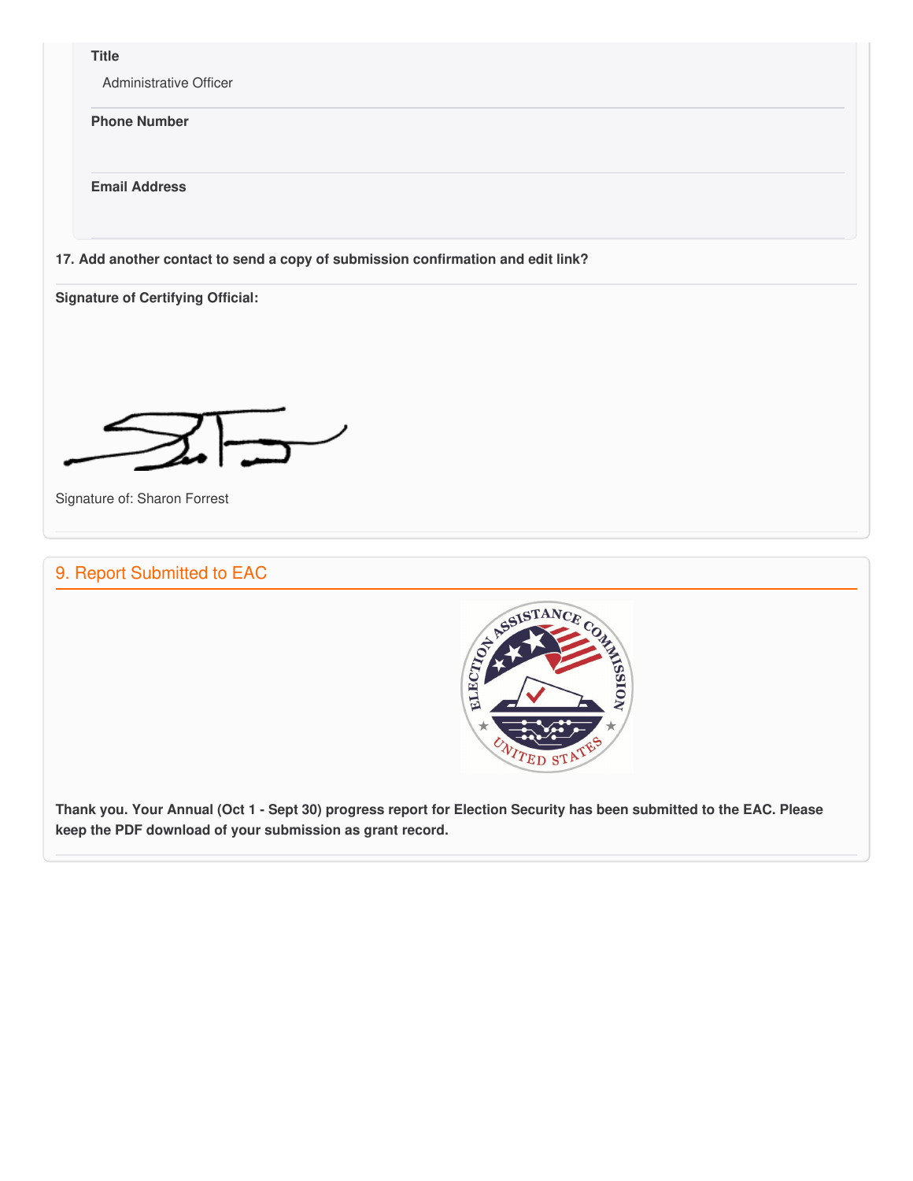**Title**

Administrative Officer

**Phone Number**

**Email Address**

**17. Add another contact to send a copy of submission confirmation and edit link?**

**Signature of Certifying Official:**

Signature of: Sharon Forrest

## 9. Report Submitted to EAC

**Thank you. Your Annual (Oct 1 - Sept 30) progress report for Election Security has been submitted to the EAC. Please keep the PDF download of your submission as grant record.**